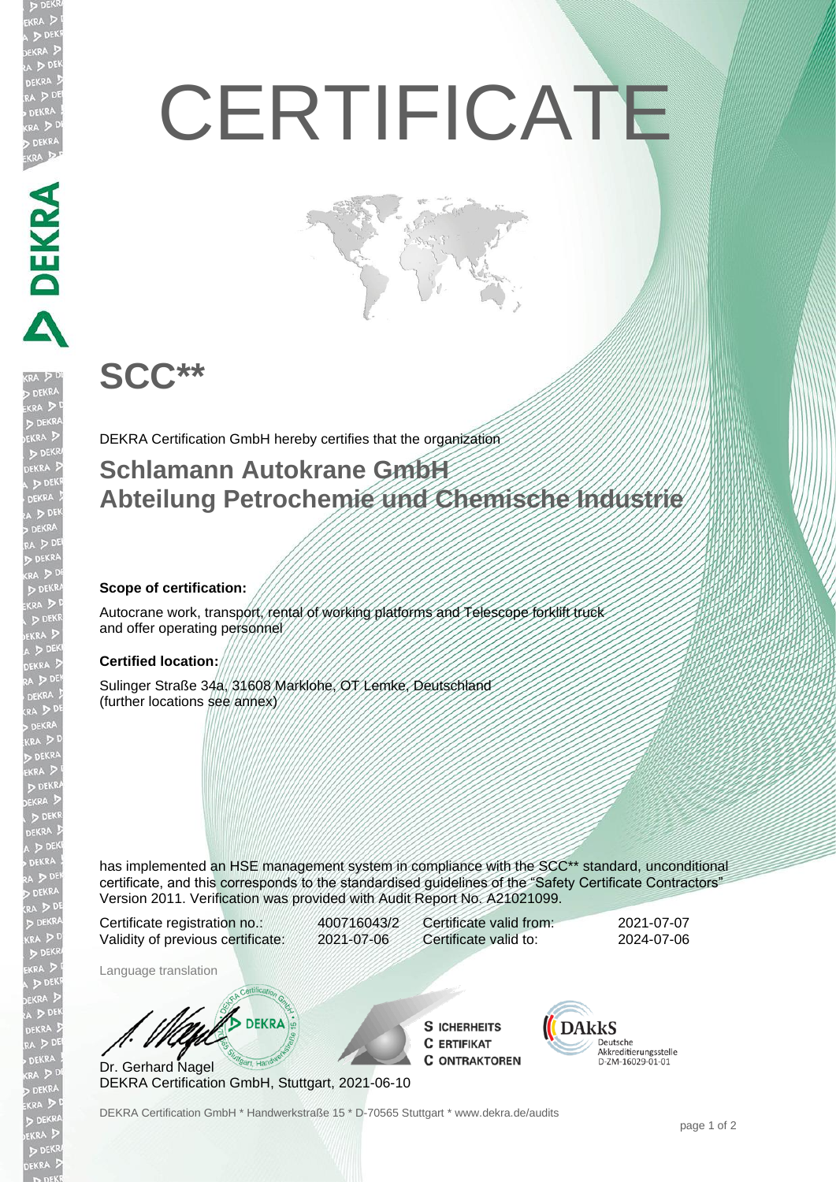# CERTIFICATE

## SCC**

DEKRA Certification GmbH hereby certifies that the organization

## Schlamann Autokrane GmbH
## Abteilung Petrochemie und Chemische Industrie

**Scope of certification:**

Autocrane work, transport, rental of working platforms and Telescope forklift truck and offer operating personnel

**Certified location:**

Sulinger Straße 34a, 31608 Marklohe, OT Lemke, Deutschland
(further locations see annex)

has implemented an HSE management system in compliance with the SCC** standard, unconditional certificate, and this corresponds to the standardised guidelines of the "Safety Certificate Contractors" Version 2011. Verification was provided with Audit Report No. A21021099.

| | | | |
|---|---|---|---|
| Certificate registration no.: | 400716043/2 | Certificate valid from: | 2021-07-07 |
| Validity of previous certificate: | 2021-07-06 | Certificate valid to: | 2024-07-06 |

Language translation

Dr. Gerhard Nagel
DEKRA Certification GmbH, Stuttgart, 2021-06-10

SICHERHEITS CERTIFIKAT CONTRAKTOREN

DAkkS Deutsche Akkreditierungsstelle D-ZM-16029-01-01

DEKRA Certification GmbH * Handwerkstraße 15 * D-70565 Stuttgart * www.dekra.de/audits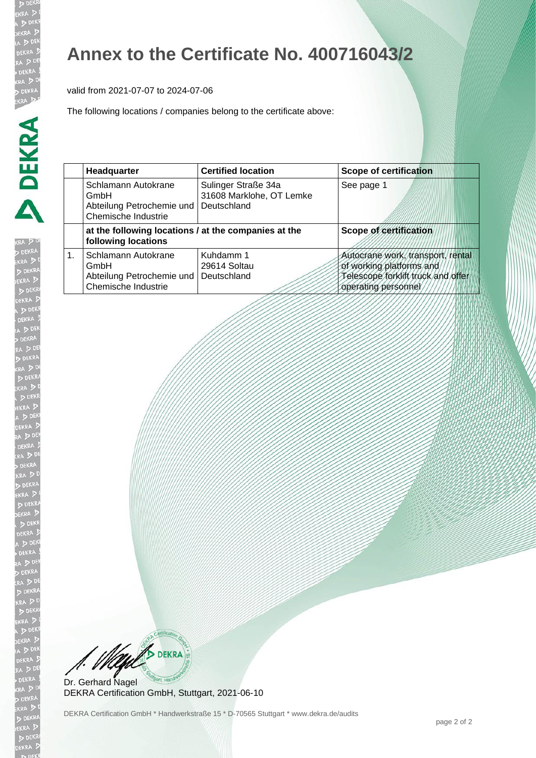# Annex to the Certificate No. 400716043/2

valid from 2021-07-07 to 2024-07-06

The following locations / companies belong to the certificate above:

| | Headquarter | Certified location | Scope of certification |
|---|---|---|---|
| | Schlamann Autokrane GmbH Abteilung Petrochemie und Chemische Industrie | Sulinger Straße 34a 31608 Marklohe, OT Lemke Deutschland | See page 1 |
| | **at the following locations / at the companies at the following locations** | | **Scope of certification** |
| 1. | Schlamann Autokrane GmbH Abteilung Petrochemie und Chemische Industrie | Kuhdamm 1 29614 Soltau Deutschland | Autocrane work, transport, rental of working platforms and Telescope forklift truck and offer operating personnel |

Dr. Gerhard Nagel
DEKRA Certification GmbH, Stuttgart, 2021-06-10

DEKRA Certification GmbH * Handwerkstraße 15 * D-70565 Stuttgart * www.dekra.de/audits